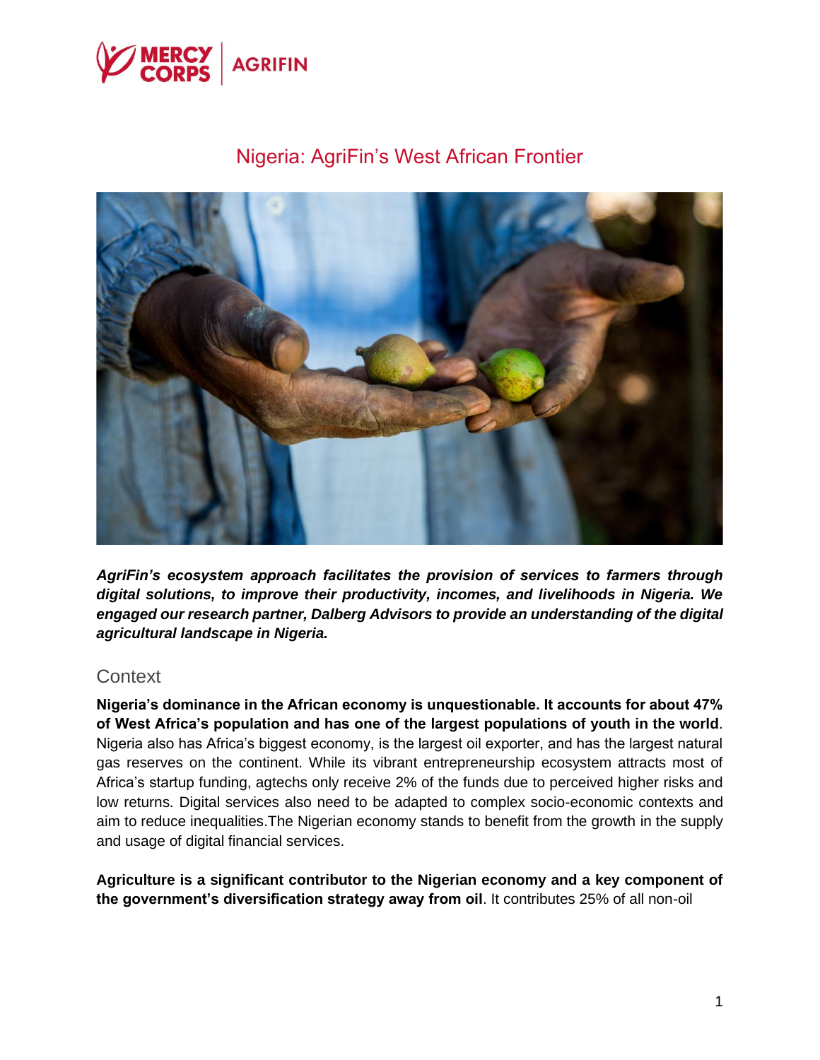# Nigeria: AgriFin's West African Frontier

***AgriFin's ecosystem approach facilitates the provision of services to farmers through digital solutions, to improve their productivity, incomes, and livelihoods in Nigeria. We engaged our research partner, Dalberg Advisors to provide an understanding of the digital agricultural landscape in Nigeria.***

## Context

**Nigeria's dominance in the African economy is unquestionable. It accounts for about 47% of West Africa's population and has one of the largest populations of youth in the world**. Nigeria also has Africa's biggest economy, is the largest oil exporter, and has the largest natural gas reserves on the continent. While its vibrant entrepreneurship ecosystem attracts most of Africa's startup funding, agtechs only receive 2% of the funds due to perceived higher risks and low returns. Digital services also need to be adapted to complex socio-economic contexts and aim to reduce inequalities.The Nigerian economy stands to benefit from the growth in the supply and usage of digital financial services.

**Agriculture is a significant contributor to the Nigerian economy and a key component of the government's diversification strategy away from oil**. It contributes 25% of all non-oil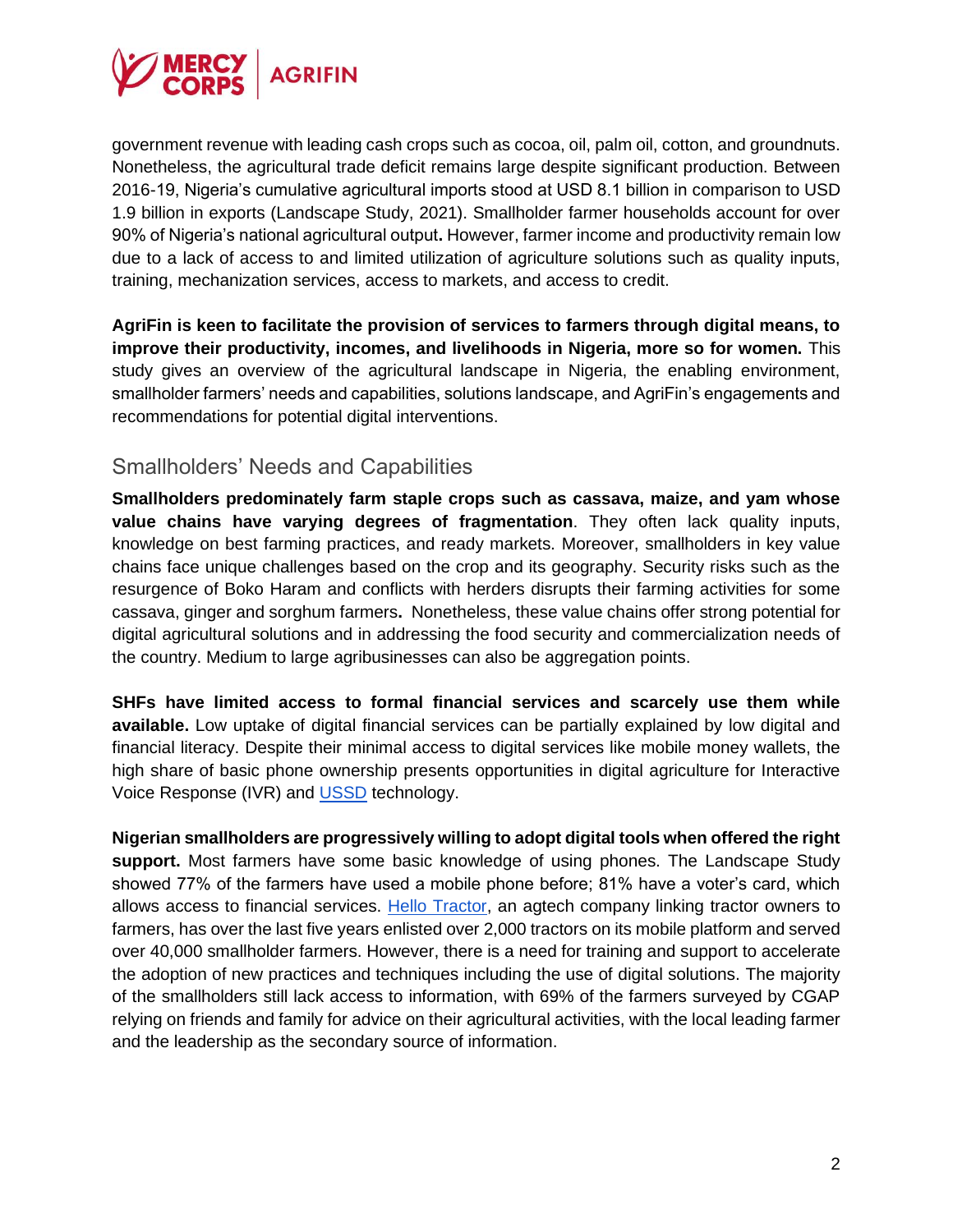government revenue with leading cash crops such as cocoa, oil, palm oil, cotton, and groundnuts. Nonetheless, the agricultural trade deficit remains large despite significant production. Between 2016-19, Nigeria's cumulative agricultural imports stood at USD 8.1 billion in comparison to USD 1.9 billion in exports (Landscape Study, 2021). Smallholder farmer households account for over 90% of Nigeria's national agricultural output**.** However, farmer income and productivity remain low due to a lack of access to and limited utilization of agriculture solutions such as quality inputs, training, mechanization services, access to markets, and access to credit.

**AgriFin is keen to facilitate the provision of services to farmers through digital means, to improve their productivity, incomes, and livelihoods in Nigeria, more so for women.** This study gives an overview of the agricultural landscape in Nigeria, the enabling environment, smallholder farmers' needs and capabilities, solutions landscape, and AgriFin's engagements and recommendations for potential digital interventions.

## Smallholders' Needs and Capabilities

**Smallholders predominately farm staple crops such as cassava, maize, and yam whose value chains have varying degrees of fragmentation**. They often lack quality inputs, knowledge on best farming practices, and ready markets. Moreover, smallholders in key value chains face unique challenges based on the crop and its geography. Security risks such as the resurgence of Boko Haram and conflicts with herders disrupts their farming activities for some cassava, ginger and sorghum farmers**.** Nonetheless, these value chains offer strong potential for digital agricultural solutions and in addressing the food security and commercialization needs of the country. Medium to large agribusinesses can also be aggregation points.

**SHFs have limited access to formal financial services and scarcely use them while available.** Low uptake of digital financial services can be partially explained by low digital and financial literacy. Despite their minimal access to digital services like mobile money wallets, the high share of basic phone ownership presents opportunities in digital agriculture for Interactive Voice Response (IVR) and USSD technology.

**Nigerian smallholders are progressively willing to adopt digital tools when offered the right support.** Most farmers have some basic knowledge of using phones. The Landscape Study showed 77% of the farmers have used a mobile phone before; 81% have a voter's card, which allows access to financial services. Hello Tractor, an agtech company linking tractor owners to farmers, has over the last five years enlisted over 2,000 tractors on its mobile platform and served over 40,000 smallholder farmers. However, there is a need for training and support to accelerate the adoption of new practices and techniques including the use of digital solutions. The majority of the smallholders still lack access to information, with 69% of the farmers surveyed by CGAP relying on friends and family for advice on their agricultural activities, with the local leading farmer and the leadership as the secondary source of information.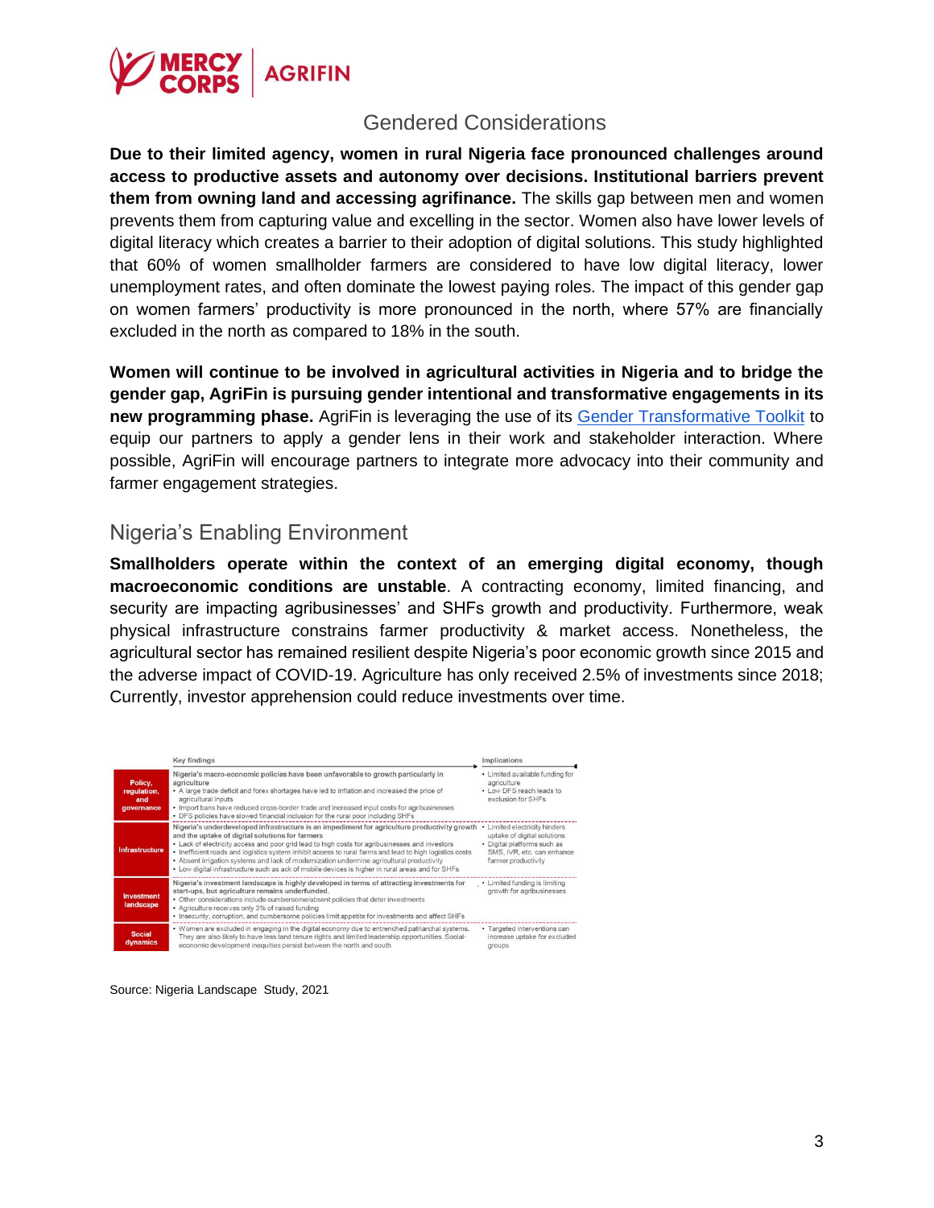## Gendered Considerations

**Due to their limited agency, women in rural Nigeria face pronounced challenges around access to productive assets and autonomy over decisions. Institutional barriers prevent them from owning land and accessing agrifinance.** The skills gap between men and women prevents them from capturing value and excelling in the sector. Women also have lower levels of digital literacy which creates a barrier to their adoption of digital solutions. This study highlighted that 60% of women smallholder farmers are considered to have low digital literacy, lower unemployment rates, and often dominate the lowest paying roles. The impact of this gender gap on women farmers' productivity is more pronounced in the north, where 57% are financially excluded in the north as compared to 18% in the south.

**Women will continue to be involved in agricultural activities in Nigeria and to bridge the gender gap, AgriFin is pursuing gender intentional and transformative engagements in its new programming phase.** AgriFin is leveraging the use of its [Gender Transformative Toolkit] to equip our partners to apply a gender lens in their work and stakeholder interaction. Where possible, AgriFin will encourage partners to integrate more advocacy into their community and farmer engagement strategies.

## Nigeria's Enabling Environment

**Smallholders operate within the context of an emerging digital economy, though macroeconomic conditions are unstable**. A contracting economy, limited financing, and security are impacting agribusinesses' and SHFs growth and productivity. Furthermore, weak physical infrastructure constrains farmer productivity & market access. Nonetheless, the agricultural sector has remained resilient despite Nigeria's poor economic growth since 2015 and the adverse impact of COVID-19. Agriculture has only received 2.5% of investments since 2018; Currently, investor apprehension could reduce investments over time.

| | Key findings | Implications |
|---|---|---|
| **Policy, regulation, and governance** | **Nigeria's macro-economic policies have been unfavorable to growth particularly in agriculture**<br>• A large trade deficit and forex shortages have led to inflation and increased the price of agricultural inputs<br>• Import bans have reduced cross-border trade and increased input costs for agribusinesses<br>• DFS policies have slowed financial inclusion for the rural poor including SHFs | • Limited available funding for agriculture<br>• Low DFS reach leads to exclusion for SHFs |
| **Infrastructure** | **Nigeria's underdeveloped infrastructure is an impediment for agriculture productivity growth and the uptake of digital solutions for farmers**<br>• Lack of electricity access and poor grid lead to high costs for agribusinesses and investors<br>• Inefficient roads and logistics system inhibit access to rural farms and lead to high logistics costs<br>• Absent irrigation systems and lack of modernization undermine agricultural productivity<br>• Low digital infrastructure such as ack of mobile devices is higher in rural areas and for SHFs | • Limited electricity hinders uptake of digital solutions<br>• Digital platforms such as SMS, IVR, etc. can enhance farmer productivity |
| **Investment landscape** | **Nigeria's investment landscape is highly developed in terms of attracting investments for start-ups, but agriculture remains underfunded.**<br>• Other considerations include cumbersome/absent policies that deter investments<br>• Agriculture receives only 3% of raised funding<br>• Insecurity, corruption, and cumbersome policies limit appetite for investments and affect SHFs | • Limited funding is limiting growth for agribusinesses |
| **Social dynamics** | • Women are excluded in engaging in the digital economy due to entrenched patriarchal systems. They are also likely to have less land tenure rights and limited leadership opportunities. Social-economic development inequities persist between the north and south | • Targeted interventions can increase uptake for excluded groups |

Source: Nigeria Landscape Study, 2021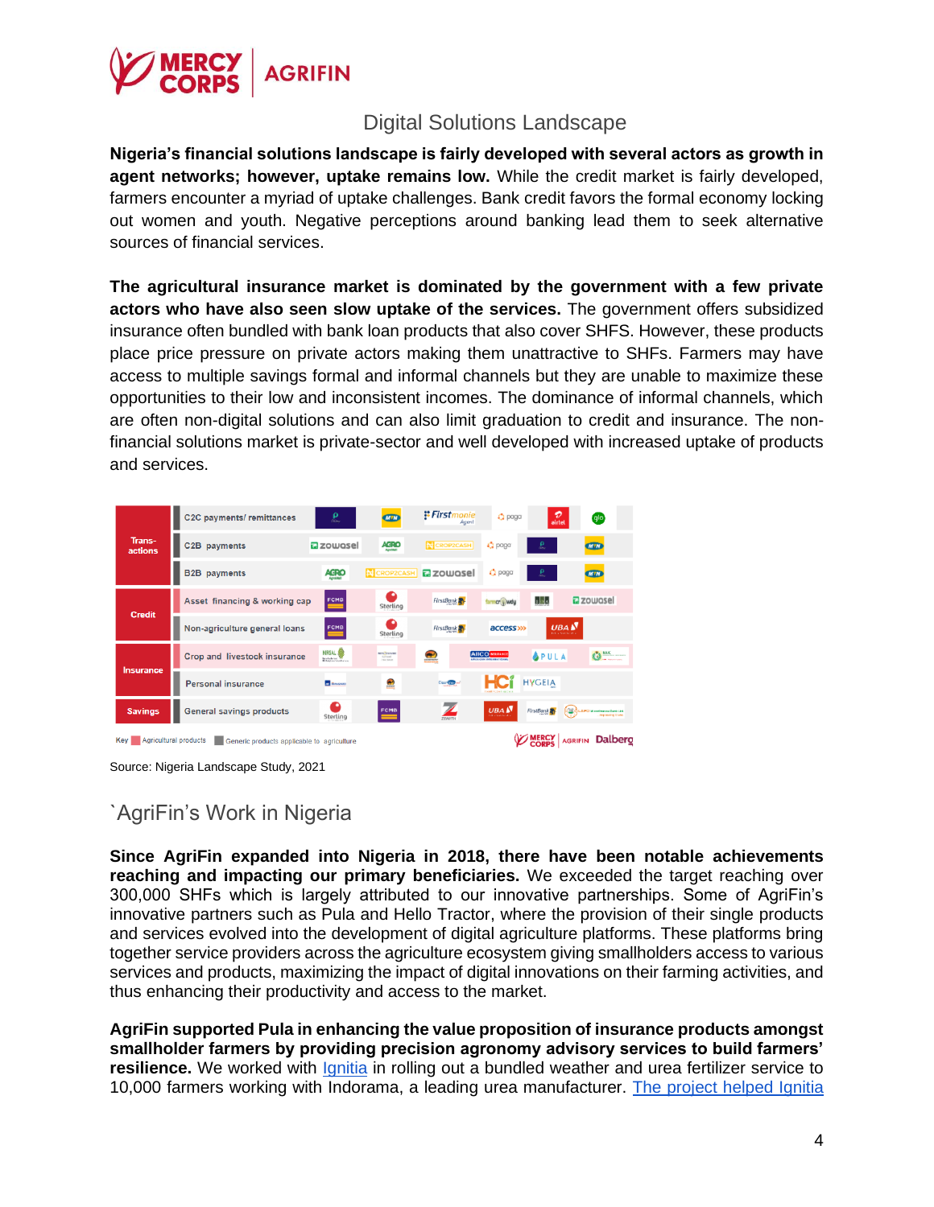## Digital Solutions Landscape

**Nigeria's financial solutions landscape is fairly developed with several actors as growth in agent networks; however, uptake remains low.** While the credit market is fairly developed, farmers encounter a myriad of uptake challenges. Bank credit favors the formal economy locking out women and youth. Negative perceptions around banking lead them to seek alternative sources of financial services.

**The agricultural insurance market is dominated by the government with a few private actors who have also seen slow uptake of the services.** The government offers subsidized insurance often bundled with bank loan products that also cover SHFS. However, these products place price pressure on private actors making them unattractive to SHFs. Farmers may have access to multiple savings formal and informal channels but they are unable to maximize these opportunities to their low and inconsistent incomes. The dominance of informal channels, which are often non-digital solutions and can also limit graduation to credit and insurance. The non-financial solutions market is private-sector and well developed with increased uptake of products and services.

| Category | Product | Providers |
|---|---|---|
| Transactions | C2C payments/ remittances | Paga, MTN, Firstmonie Agent, paga, airtel, glo |
| | C2B payments | zowasel, AGRO, CROP2CASH, paga, Paga, MTN |
| | B2B payments | AGRO, CROP2CASH, zowasel, paga, Paga, MTN |
| Credit | Asset financing & working cap | FCMB, Sterling, FirstBank, farmcrowdy, zowasel |
| | Non-agriculture general loans | FCMB, Sterling, FirstBank, access, UBA |
| Insurance | Crop and livestock insurance | NIRSAL, AIICO, PULA |
| | Personal insurance | HCi, HYGEIA |
| Savings | General savings products | Sterling, FCMB, Zenith, UBA, FirstBank |

Key: Agricultural products; Generic products applicable to agriculture

Source: Nigeria Landscape Study, 2021

## `AgriFin's Work in Nigeria

**Since AgriFin expanded into Nigeria in 2018, there have been notable achievements reaching and impacting our primary beneficiaries.** We exceeded the target reaching over 300,000 SHFs which is largely attributed to our innovative partnerships. Some of AgriFin's innovative partners such as Pula and Hello Tractor, where the provision of their single products and services evolved into the development of digital agriculture platforms. These platforms bring together service providers across the agriculture ecosystem giving smallholders access to various services and products, maximizing the impact of digital innovations on their farming activities, and thus enhancing their productivity and access to the market.

**AgriFin supported Pula in enhancing the value proposition of insurance products amongst smallholder farmers by providing precision agronomy advisory services to build farmers' resilience.** We worked with Ignitia in rolling out a bundled weather and urea fertilizer service to 10,000 farmers working with Indorama, a leading urea manufacturer. The project helped Ignitia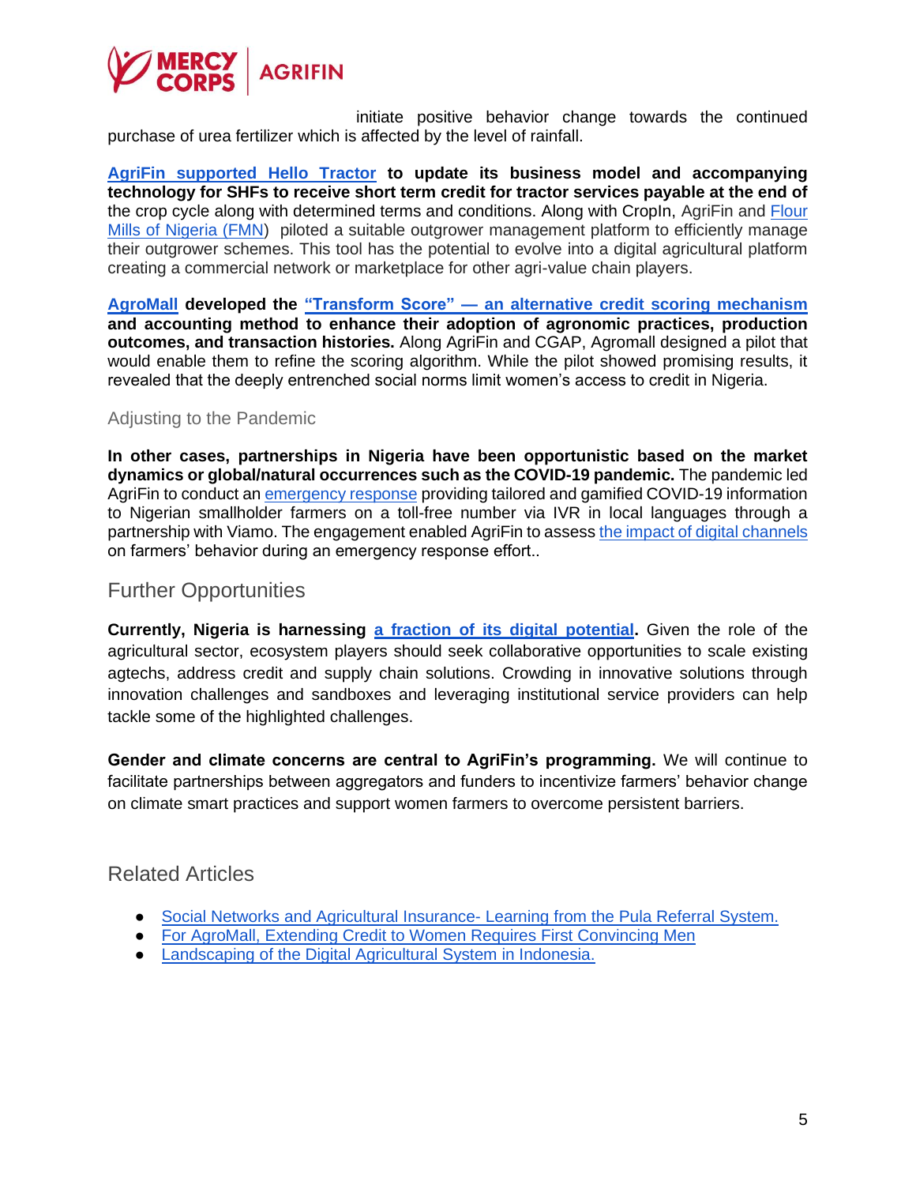initiate positive behavior change towards the continued purchase of urea fertilizer which is affected by the level of rainfall.

**AgriFin supported Hello Tractor to update its business model and accompanying technology for SHFs to receive short term credit for tractor services payable at the end of** the crop cycle along with determined terms and conditions. Along with CropIn, AgriFin and Flour Mills of Nigeria (FMN) piloted a suitable outgrower management platform to efficiently manage their outgrower schemes. This tool has the potential to evolve into a digital agricultural platform creating a commercial network or marketplace for other agri-value chain players.

**AgroMall developed the "Transform Score" — an alternative credit scoring mechanism and accounting method to enhance their adoption of agronomic practices, production outcomes, and transaction histories.** Along AgriFin and CGAP, Agromall designed a pilot that would enable them to refine the scoring algorithm. While the pilot showed promising results, it revealed that the deeply entrenched social norms limit women's access to credit in Nigeria.

### Adjusting to the Pandemic

**In other cases, partnerships in Nigeria have been opportunistic based on the market dynamics or global/natural occurrences such as the COVID-19 pandemic.** The pandemic led AgriFin to conduct an emergency response providing tailored and gamified COVID-19 information to Nigerian smallholder farmers on a toll-free number via IVR in local languages through a partnership with Viamo. The engagement enabled AgriFin to assess the impact of digital channels on farmers' behavior during an emergency response effort..

## Further Opportunities

**Currently, Nigeria is harnessing a fraction of its digital potential.** Given the role of the agricultural sector, ecosystem players should seek collaborative opportunities to scale existing agtechs, address credit and supply chain solutions. Crowding in innovative solutions through innovation challenges and sandboxes and leveraging institutional service providers can help tackle some of the highlighted challenges.

**Gender and climate concerns are central to AgriFin's programming.** We will continue to facilitate partnerships between aggregators and funders to incentivize farmers' behavior change on climate smart practices and support women farmers to overcome persistent barriers.

## Related Articles

- Social Networks and Agricultural Insurance- Learning from the Pula Referral System.
- For AgroMall, Extending Credit to Women Requires First Convincing Men
- Landscaping of the Digital Agricultural System in Indonesia.